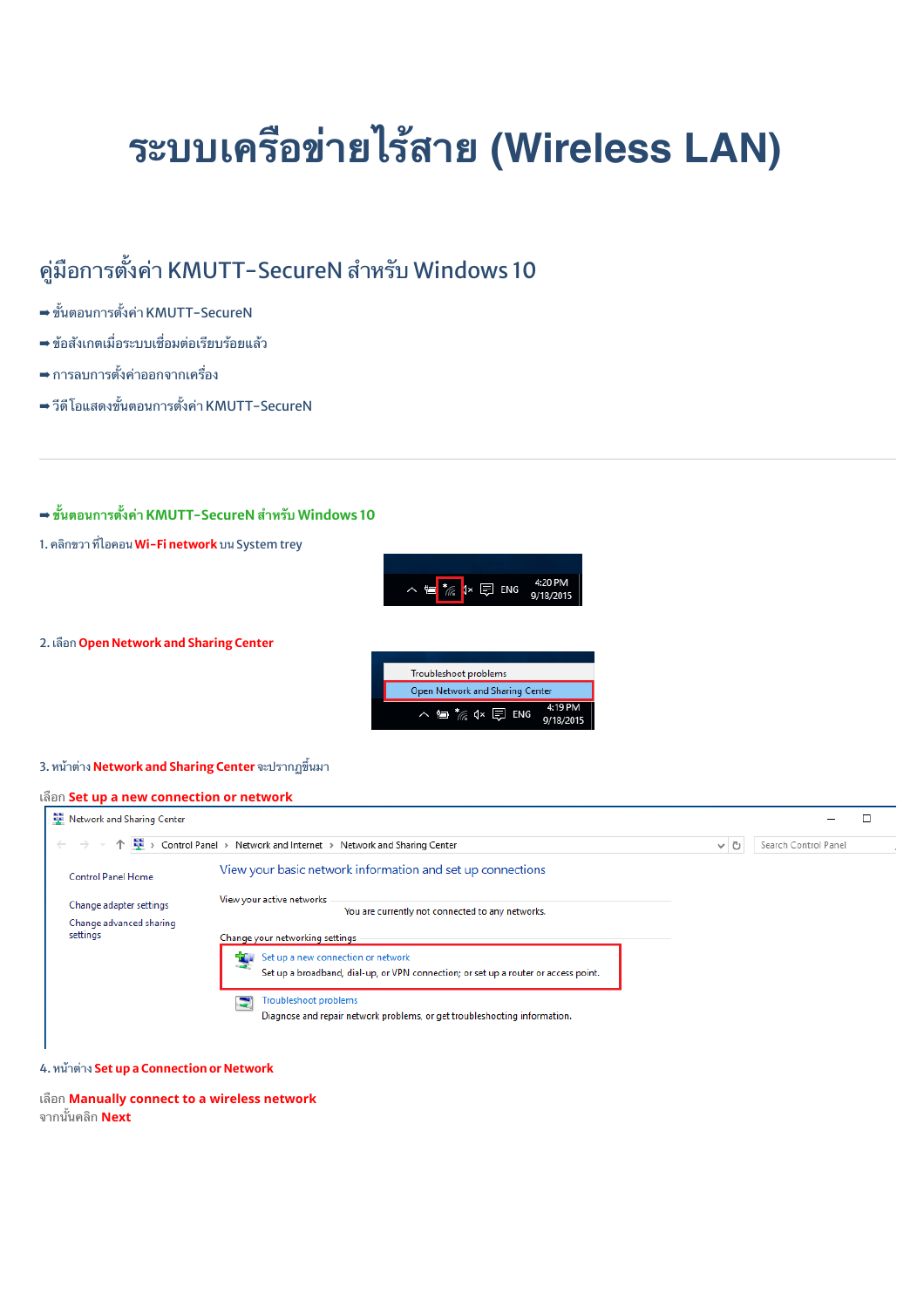# ระบบเครือข่ายไร้สาย (Wireless LAN)

## คู่มือการตั้งค่า KMUTT-SecureN สำหรับ Windows 10

➡ ขั้นตอนการตั้งค่า KMUTT-SecureN

➡ ข้อสังเกตเมื่อระบบเชื่อมต่อเรียบร้อยแล้ว

➡ การลบการตั้งค่าออกจากเครื่อง

➡ วีดีโอแสดงขั้นตอนการตั้งค่า KMUTT-SecureN

---

### ➡ ขั้นตอนการตั้งค่า KMUTT-SecureN สำหรับ Windows 10

1. คลิกขวา ที่ไอคอน **Wi-Fi network** บน System trey

ENG 4:20 PM 9/13/2015

2. เลือก **Open Network and Sharing Center**

Troubleshoot problems
Open Network and Sharing Center
ENG 4:19 PM 9/13/2015

3. หน้าต่าง **Network and Sharing Center** จะปรากฏขึ้นมา

เลือก **Set up a new connection or network**

Network and Sharing Center
Control Panel › Network and Internet › Network and Sharing Center
Search Control Panel
Control Panel Home
Change adapter settings
Change advanced sharing settings
View your basic network information and set up connections
View your active networks
You are currently not connected to any networks.
Change your networking settings
Set up a new connection or network
Set up a broadband, dial-up, or VPN connection; or set up a router or access point.
Troubleshoot problems
Diagnose and repair network problems, or get troubleshooting information.

4. หน้าต่าง **Set up a Connection or Network**

เลือก **Manually connect to a wireless network**
จากนั้นคลิก **Next**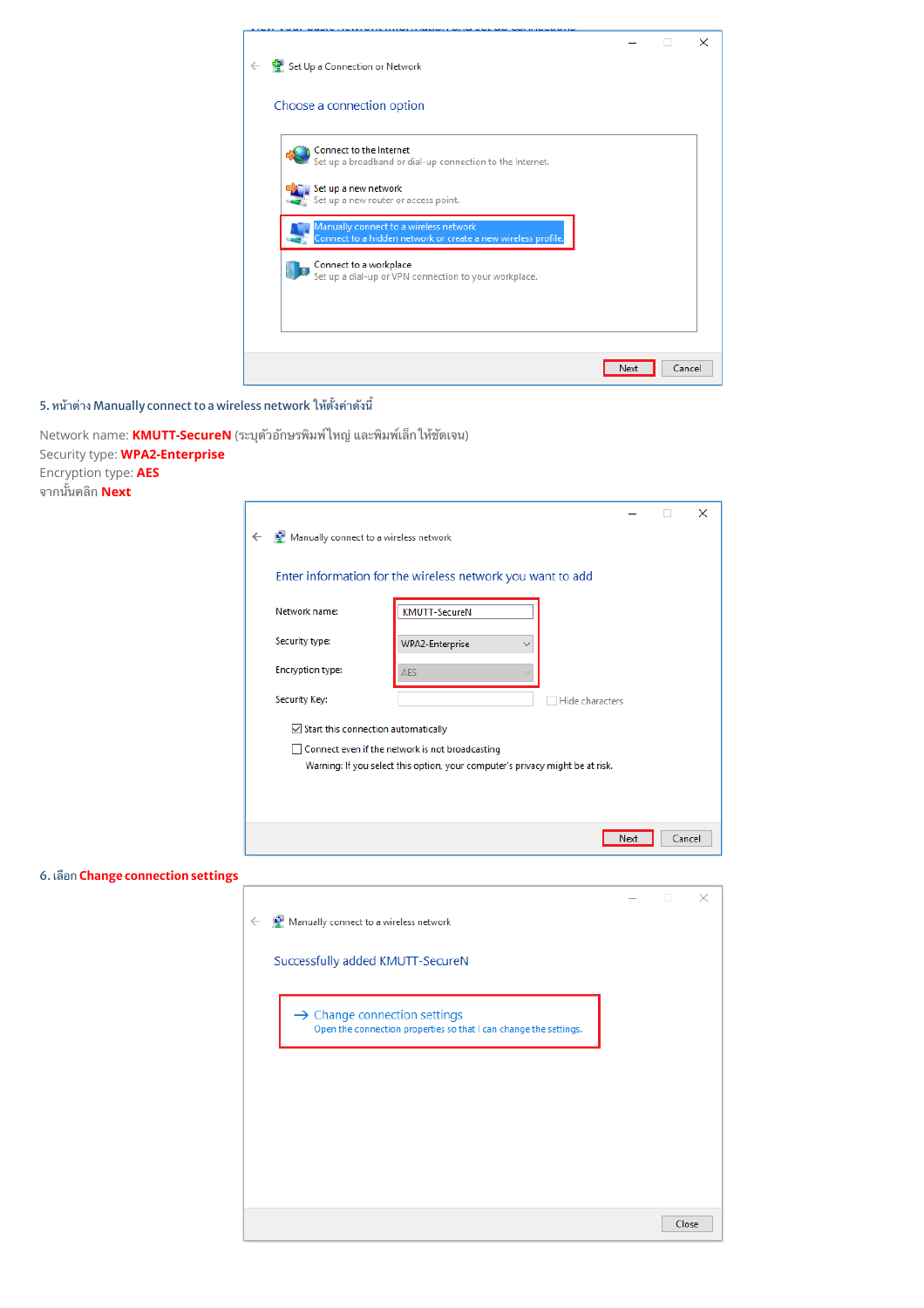5. หน้าต่าง Manually connect to a wireless network ให้ตั้งค่าดังนี้

Network name: **KMUTT-SecureN** (ระบุตัวอักษรพิมพ์ใหญ่ และพิมพ์เล็ก ให้ชัดเจน)
Security type: **WPA2-Enterprise**
Encryption type: **AES**
จากนั้นคลิก **Next**

6. เลือก **Change connection settings**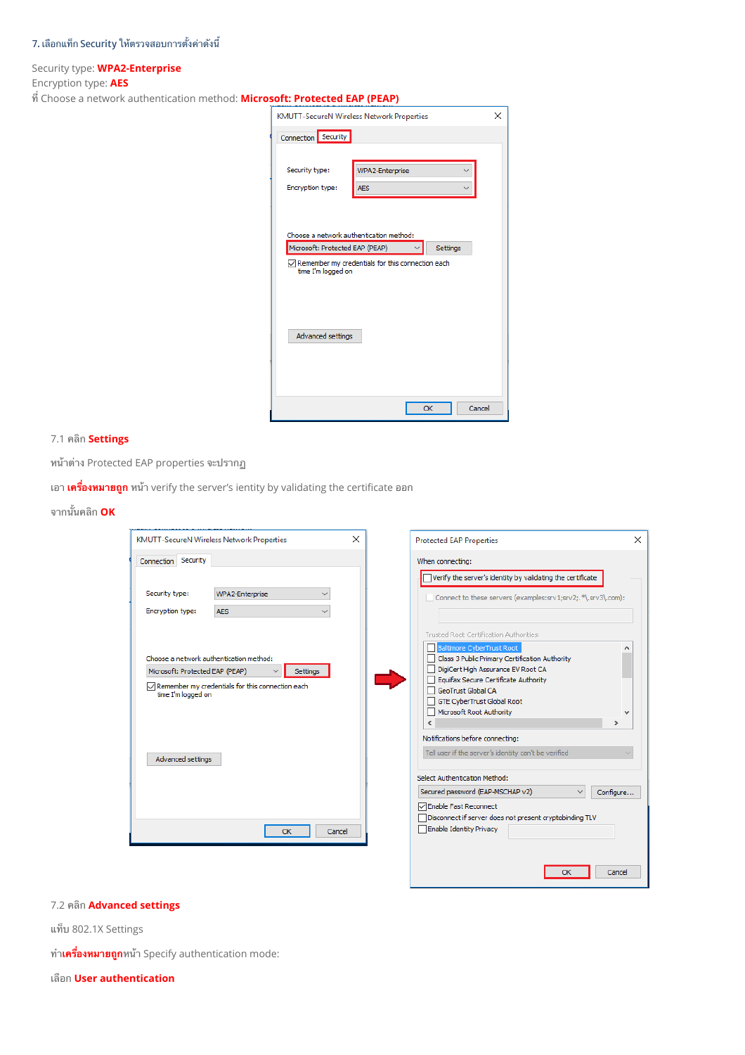7. เลือกแท็ก Security ให้ตรวจสอบการตั้งค่าดังนี้

Security type: **WPA2-Enterprise**
Encryption type: **AES**
ที่ Choose a network authentication method: **Microsoft: Protected EAP (PEAP)**

7.1 คลิก **Settings**

หน้าต่าง Protected EAP properties จะปรากฏ

เอา **เครื่องหมายถูก** หน้า verify the server's ientity by validating the certificate ออก

จากนั้นคลิก **OK**

7.2 คลิก **Advanced settings**

แท็บ 802.1X Settings

ทำ**เครื่องหมายถูก**หน้า Specify authentication mode:

เลือก **User authentication**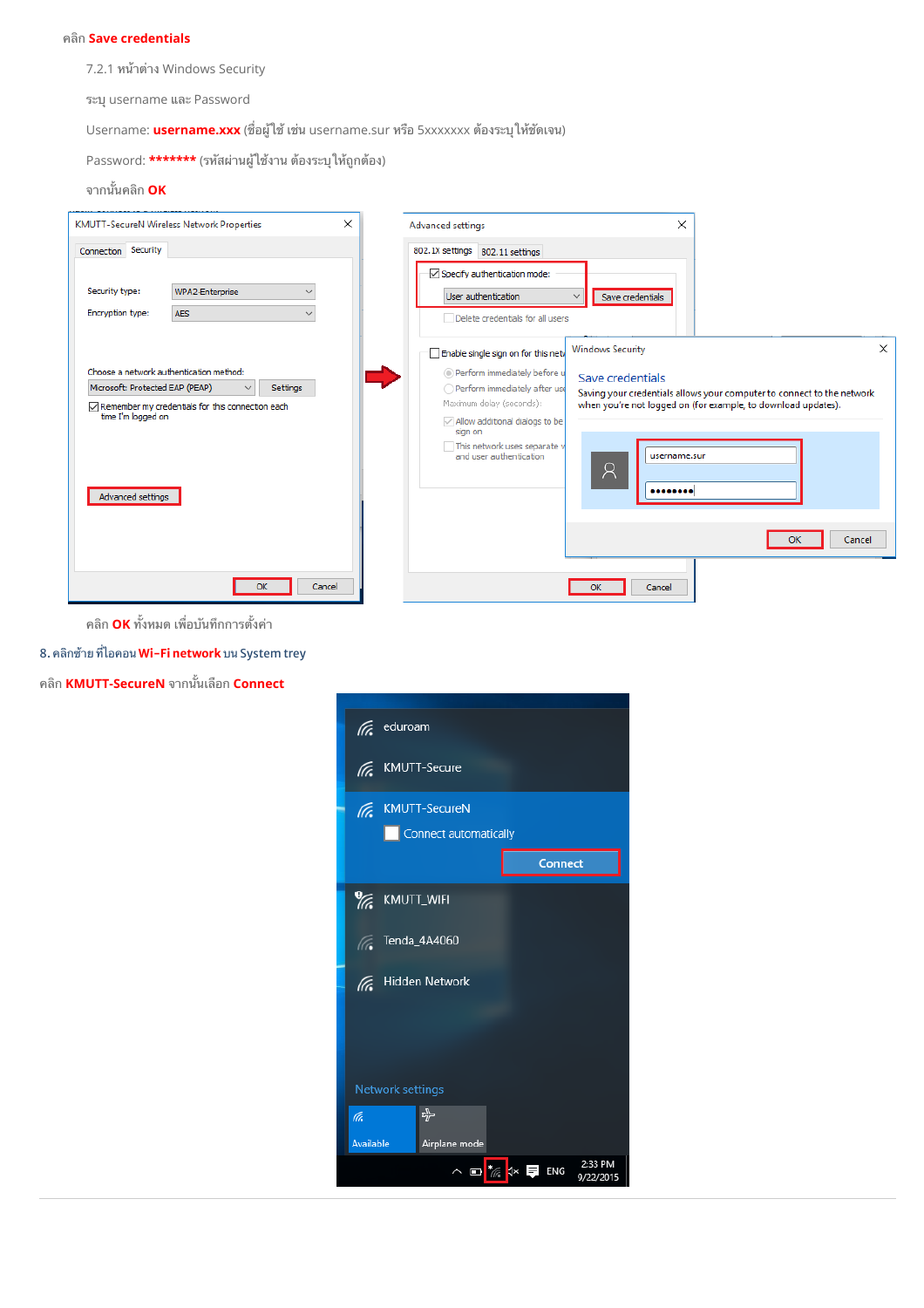คลิก **Save credentials**

7.2.1 หน้าต่าง Windows Security

ระบุ username และ Password

Username: **username.xxx** (ชื่อผู้ใช้ เช่น username.sur หรือ 5xxxxxxx ต้องระบุให้ชัดเจน)

Password: ******* (รหัสผ่านผู้ใช้งาน ต้องระบุให้ถูกต้อง)

จากนั้นคลิก **OK**

คลิก **OK** ทั้งหมด เพื่อบันทึกการตั้งค่า

8. คลิกซ้าย ที่ไอคอน **Wi-Fi network** บน System trey

คลิก **KMUTT-SecureN** จากนั้นเลือก **Connect**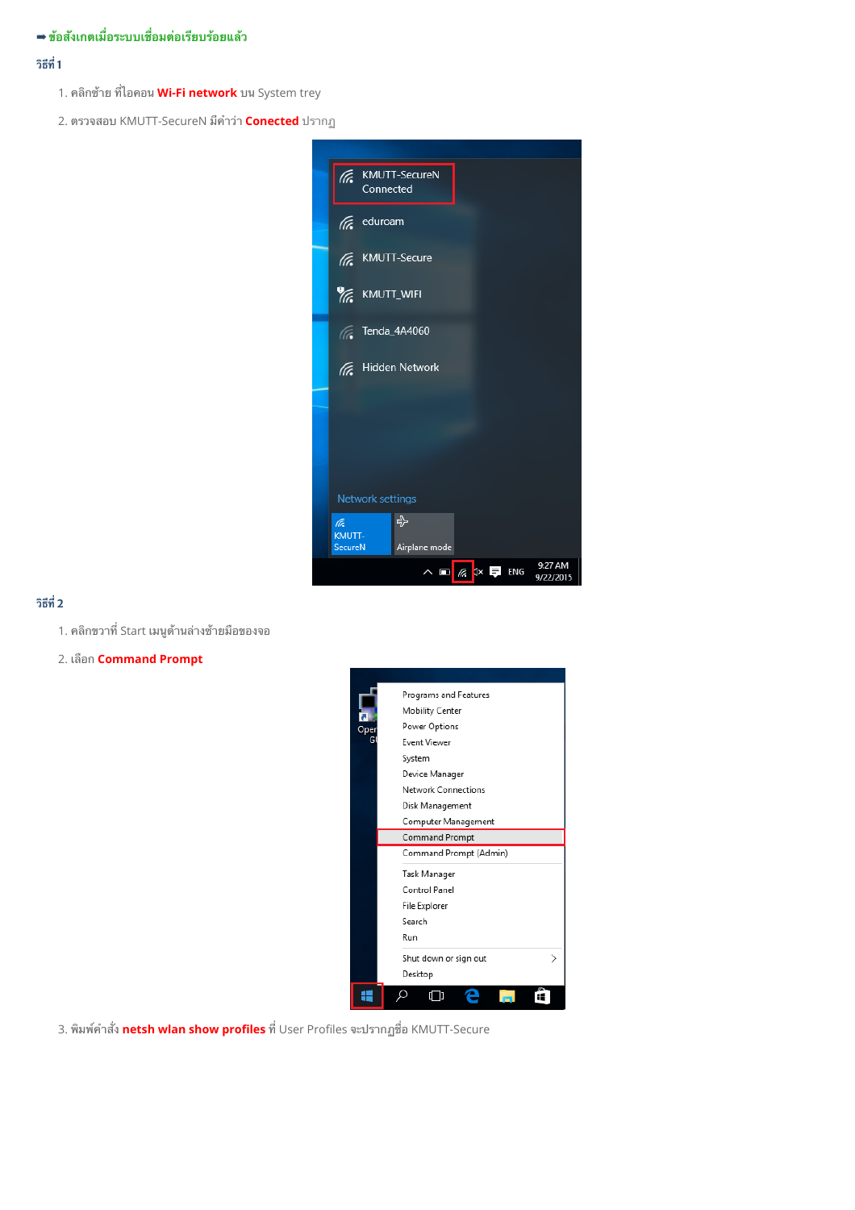➡ **ข้อสังเกตเมื่อระบบเชื่อมต่อเรียบร้อยแล้ว**

**วิธีที่ 1**

1. คลิกซ้าย ที่ไอคอน **Wi-Fi network** บน System trey
2. ตรวจสอบ KMUTT-SecureN มีคำว่า **Conected** ปรากฏ

**วิธีที่ 2**

1. คลิกขวาที่ Start เมนูด้านล่างซ้ายมือของจอ
2. เลือก **Command Prompt**
3. พิมพ์คำสั่ง **netsh wlan show profiles** ที่ User Profiles จะปรากฏชื่อ KMUTT-Secure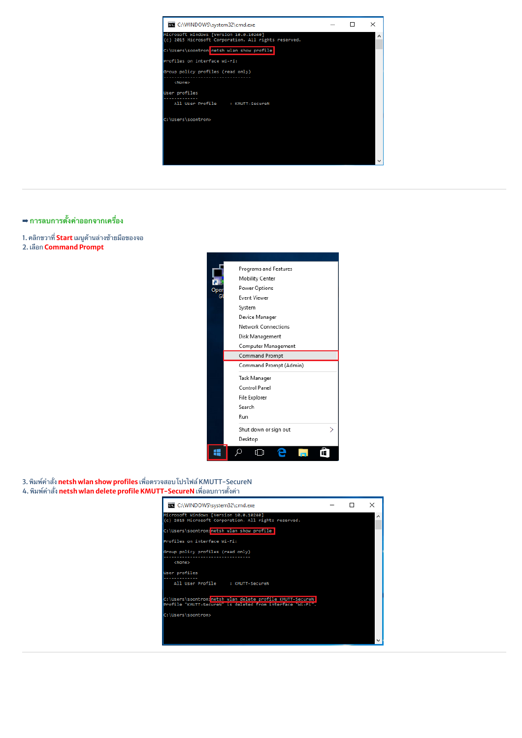➡ การลบการตั้งค่าออกจากเครื่อง

1. คลิกขวาที่ **Start** เมนูด้านล่างซ้ายมือของจอ
2. เลือก **Command Prompt**

3. พิมพ์คำสั่ง **netsh wlan show profiles** เพื่อตรวจสอบโปรไฟล์ KMUTT-SecureN
4. พิมพ์คำสั่ง **netsh wlan delete profile KMUTT-SecureN** เพื่อลบการตั้งค่า